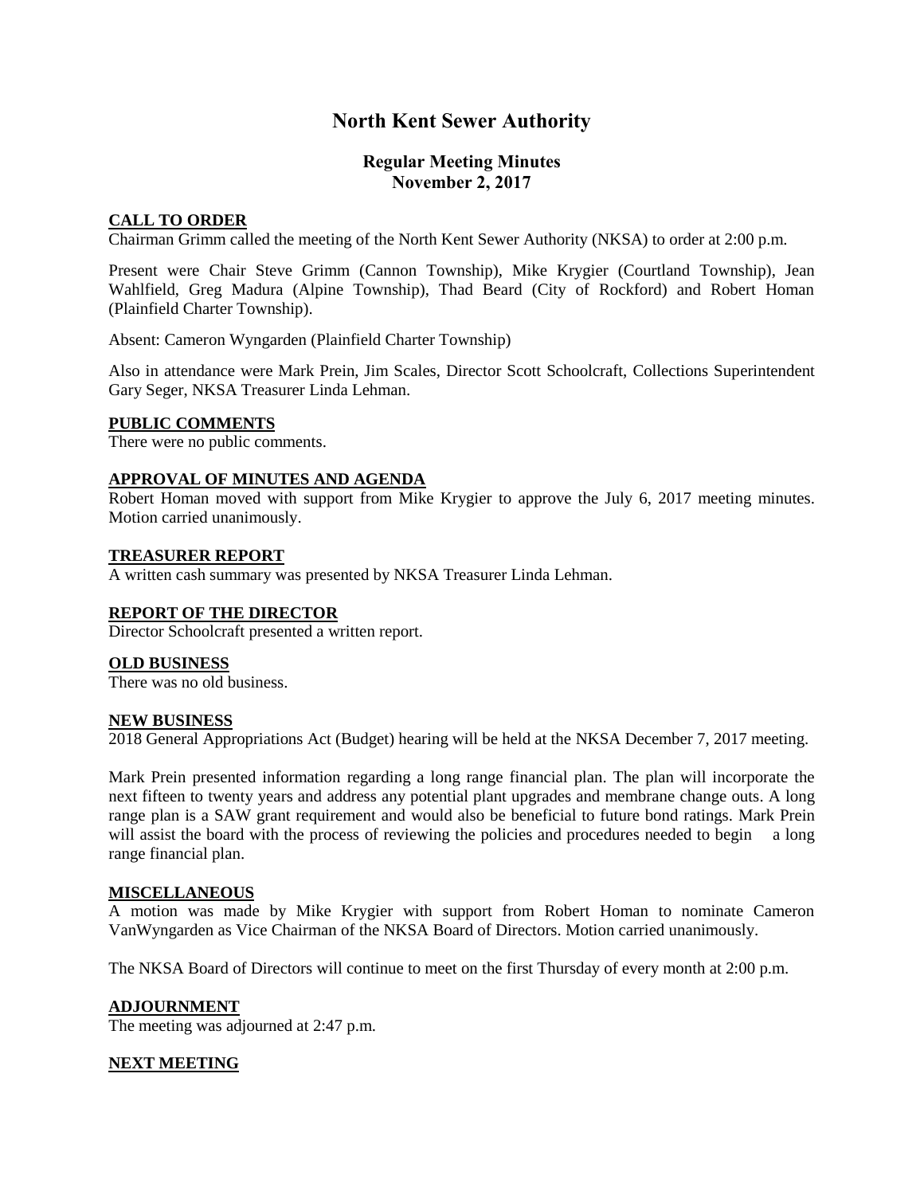# North Kent Sewer Authority

## Regular Meeting Minutes
## November 2, 2017

### CALL TO ORDER

Chairman Grimm called the meeting of the North Kent Sewer Authority (NKSA) to order at 2:00 p.m.

Present were Chair Steve Grimm (Cannon Township), Mike Krygier (Courtland Township), Jean Wahlfield, Greg Madura (Alpine Township), Thad Beard (City of Rockford) and Robert Homan (Plainfield Charter Township).

Absent: Cameron Wyngarden (Plainfield Charter Township)

Also in attendance were Mark Prein, Jim Scales, Director Scott Schoolcraft, Collections Superintendent Gary Seger, NKSA Treasurer Linda Lehman.

### PUBLIC COMMENTS

There were no public comments.

### APPROVAL OF MINUTES AND AGENDA

Robert Homan moved with support from Mike Krygier to approve the July 6, 2017 meeting minutes. Motion carried unanimously.

### TREASURER REPORT

A written cash summary was presented by NKSA Treasurer Linda Lehman.

### REPORT OF THE DIRECTOR

Director Schoolcraft presented a written report.

### OLD BUSINESS

There was no old business.

### NEW BUSINESS

2018 General Appropriations Act (Budget) hearing will be held at the NKSA December 7, 2017 meeting.

Mark Prein presented information regarding a long range financial plan. The plan will incorporate the next fifteen to twenty years and address any potential plant upgrades and membrane change outs. A long range plan is a SAW grant requirement and would also be beneficial to future bond ratings. Mark Prein will assist the board with the process of reviewing the policies and procedures needed to begin a long range financial plan.

### MISCELLANEOUS

A motion was made by Mike Krygier with support from Robert Homan to nominate Cameron VanWyngarden as Vice Chairman of the NKSA Board of Directors. Motion carried unanimously.

The NKSA Board of Directors will continue to meet on the first Thursday of every month at 2:00 p.m.

### ADJOURNMENT

The meeting was adjourned at 2:47 p.m.

### NEXT MEETING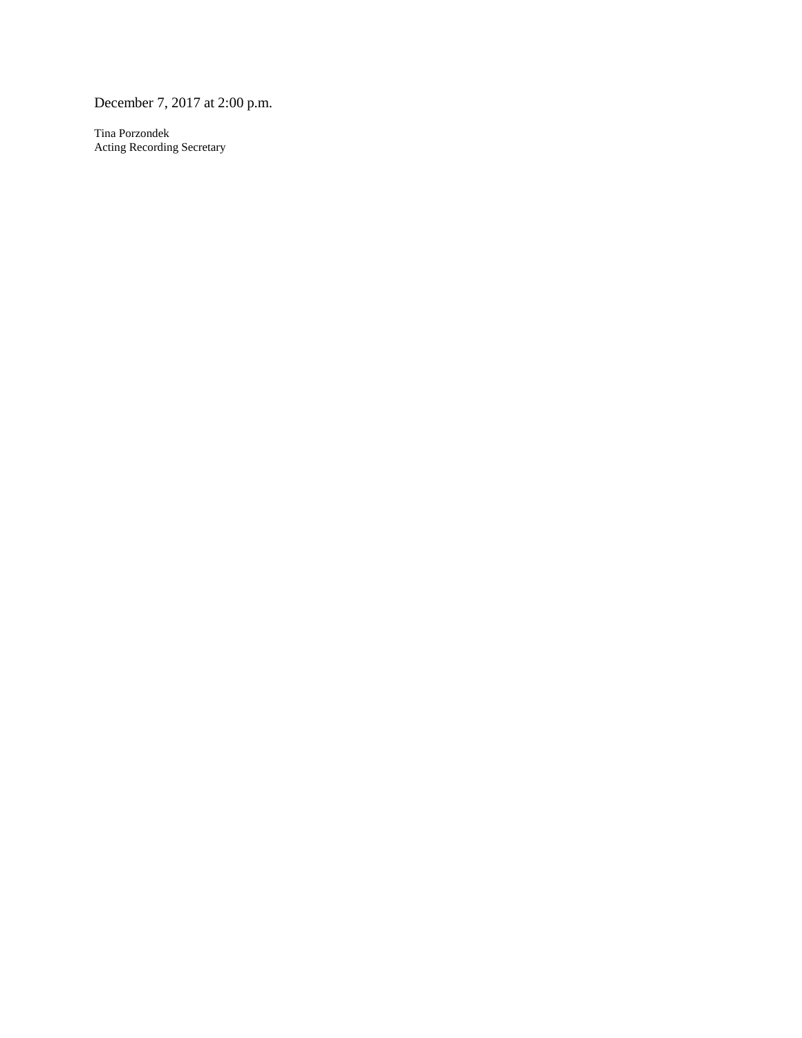December 7, 2017 at 2:00 p.m.

Tina Porzondek  
Acting Recording Secretary